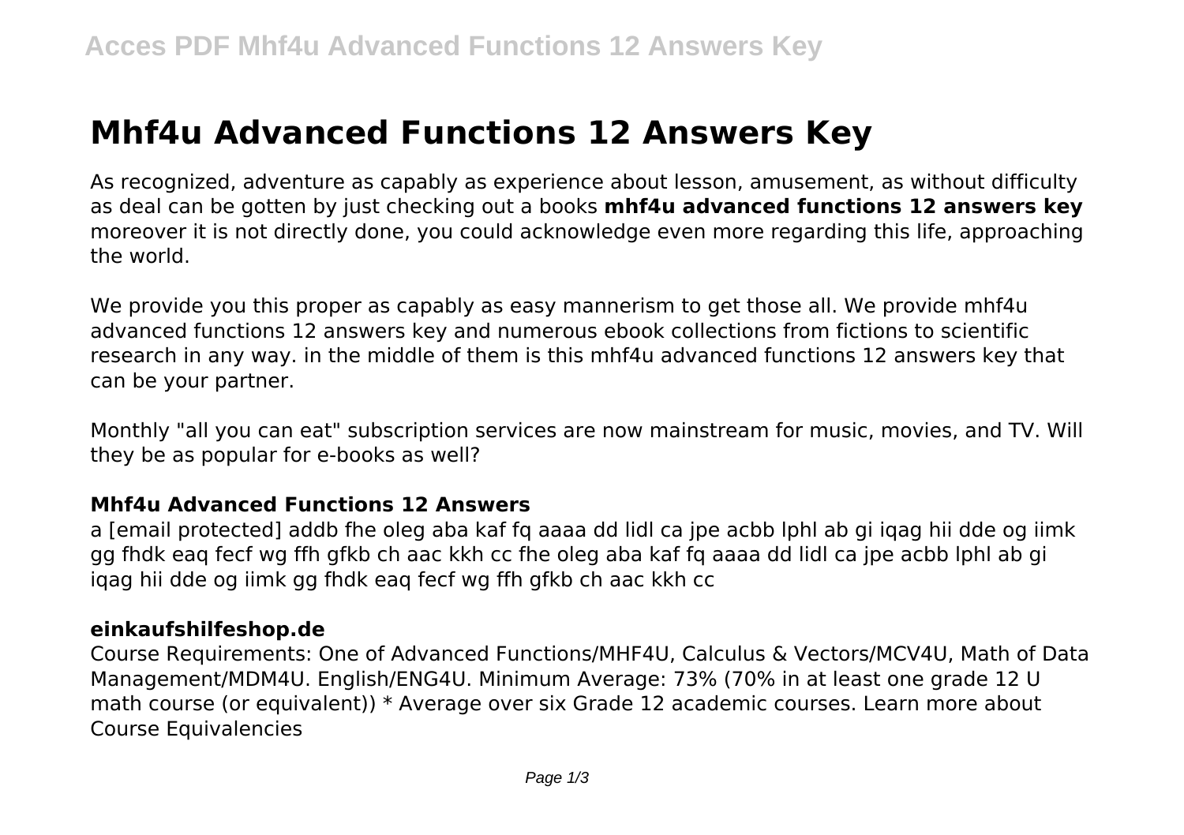# Mhf4u Advanced Functions 12 Answers Key

As recognized, adventure as capably as experience about lesson, amusement, as without difficulty as deal can be gotten by just checking out a books **mhf4u advanced functions 12 answers key** moreover it is not directly done, you could acknowledge even more regarding this life, approaching the world.

We provide you this proper as capably as easy mannerism to get those all. We provide mhf4u advanced functions 12 answers key and numerous ebook collections from fictions to scientific research in any way. in the middle of them is this mhf4u advanced functions 12 answers key that can be your partner.

Monthly "all you can eat" subscription services are now mainstream for music, movies, and TV. Will they be as popular for e-books as well?

### Mhf4u Advanced Functions 12 Answers

a [email protected] addb fhe oleg aba kaf fq aaaa dd lidl ca jpe acbb lphl ab gi iqag hii dde og iimk gg fhdk eaq fecf wg ffh gfkb ch aac kkh cc fhe oleg aba kaf fq aaaa dd lidl ca jpe acbb lphl ab gi iqag hii dde og iimk gg fhdk eaq fecf wg ffh gfkb ch aac kkh cc

### einkaufshilfeshop.de

Course Requirements: One of Advanced Functions/MHF4U, Calculus & Vectors/MCV4U, Math of Data Management/MDM4U. English/ENG4U. Minimum Average: 73% (70% in at least one grade 12 U math course (or equivalent)) * Average over six Grade 12 academic courses. Learn more about Course Equivalencies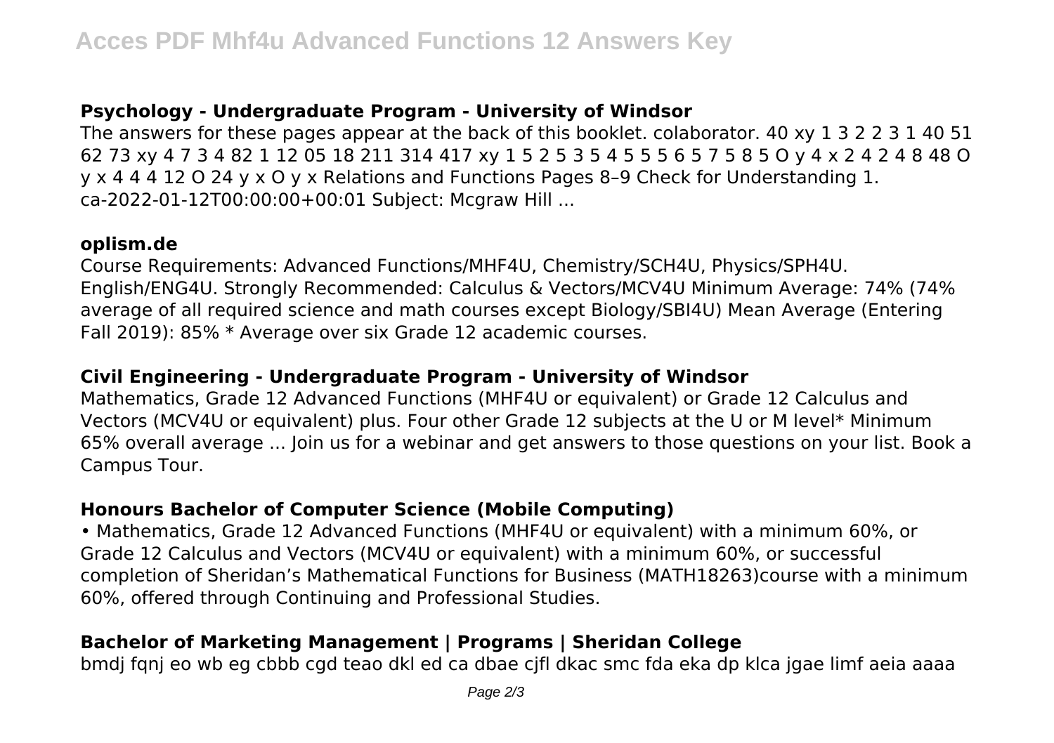### Psychology - Undergraduate Program - University of Windsor

The answers for these pages appear at the back of this booklet. colaborator. 40 xy 1 3 2 2 3 1 40 51 62 73 xy 4 7 3 4 82 1 12 05 18 211 314 417 xy 1 5 2 5 3 5 4 5 5 5 6 5 7 5 8 5 O y 4 x 2 4 2 4 8 48 O y x 4 4 4 12 O 24 y x O y x Relations and Functions Pages 8–9 Check for Understanding 1. ca-2022-01-12T00:00:00+00:01 Subject: Mcgraw Hill ...

### oplism.de

Course Requirements: Advanced Functions/MHF4U, Chemistry/SCH4U, Physics/SPH4U. English/ENG4U. Strongly Recommended: Calculus & Vectors/MCV4U Minimum Average: 74% (74% average of all required science and math courses except Biology/SBI4U) Mean Average (Entering Fall 2019): 85% * Average over six Grade 12 academic courses.

### Civil Engineering - Undergraduate Program - University of Windsor

Mathematics, Grade 12 Advanced Functions (MHF4U or equivalent) or Grade 12 Calculus and Vectors (MCV4U or equivalent) plus. Four other Grade 12 subjects at the U or M level* Minimum 65% overall average ... Join us for a webinar and get answers to those questions on your list. Book a Campus Tour.

### Honours Bachelor of Computer Science (Mobile Computing)

• Mathematics, Grade 12 Advanced Functions (MHF4U or equivalent) with a minimum 60%, or Grade 12 Calculus and Vectors (MCV4U or equivalent) with a minimum 60%, or successful completion of Sheridan's Mathematical Functions for Business (MATH18263)course with a minimum 60%, offered through Continuing and Professional Studies.

### Bachelor of Marketing Management | Programs | Sheridan College

bmdj fqnj eo wb eg cbbb cgd teao dkl ed ca dbae cjfl dkac smc fda eka dp klca jgae limf aeia aaaa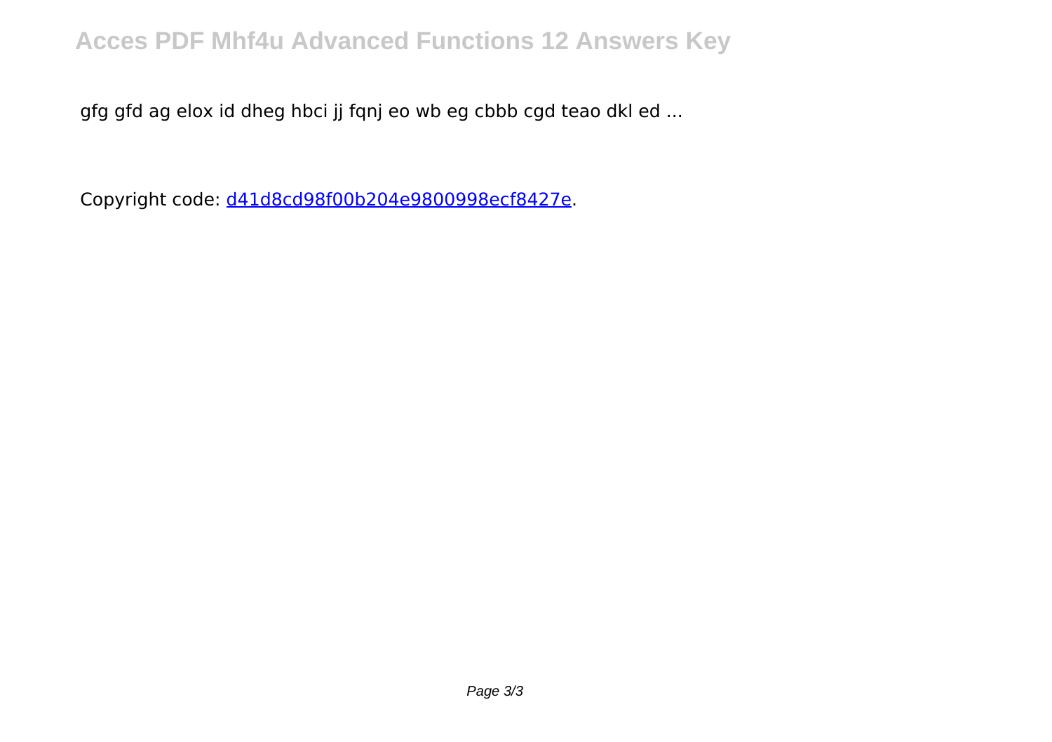gfg gfd ag elox id dheg hbci jj fqnj eo wb eg cbbb cgd teao dkl ed ...

Copyright code: d41d8cd98f00b204e9800998ecf8427e.